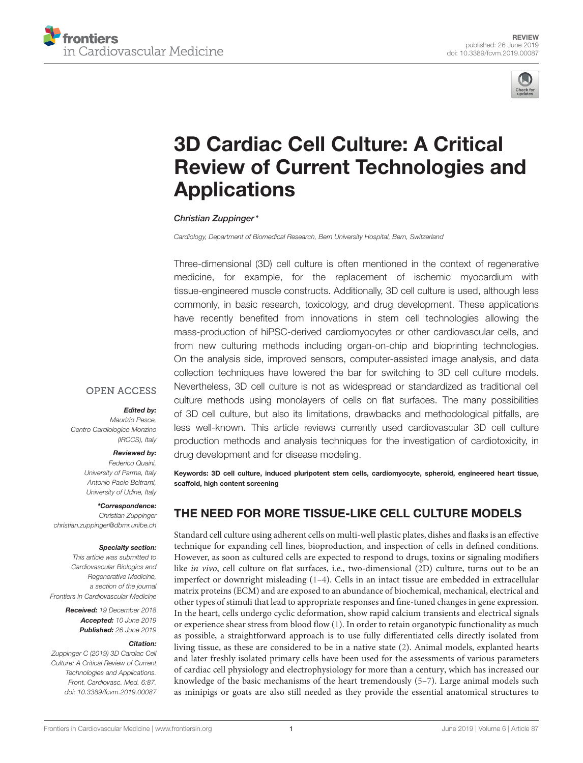REVIEW
published: 26 June 2019
doi: 10.3389/fcvm.2019.00087

# 3D Cardiac Cell Culture: A Critical Review of Current Technologies and Applications

*Christian Zuppinger\**

*Cardiology, Department of Biomedical Research, Bern University Hospital, Bern, Switzerland*

OPEN ACCESS

***Edited by:***
*Maurizio Pesce, Centro Cardiologico Monzino (IRCCS), Italy*

***Reviewed by:***
*Federico Quaini, University of Parma, Italy*
*Antonio Paolo Beltrami, University of Udine, Italy*

***\*Correspondence:***
*Christian Zuppinger*
*christian.zuppinger@dbmr.unibe.ch*

***Specialty section:***
*This article was submitted to Cardiovascular Biologics and Regenerative Medicine, a section of the journal Frontiers in Cardiovascular Medicine*

***Received:*** *19 December 2018*
***Accepted:*** *10 June 2019*
***Published:*** *26 June 2019*

***Citation:***
*Zuppinger C (2019) 3D Cardiac Cell Culture: A Critical Review of Current Technologies and Applications. Front. Cardiovasc. Med. 6:87. doi: 10.3389/fcvm.2019.00087*

Three-dimensional (3D) cell culture is often mentioned in the context of regenerative medicine, for example, for the replacement of ischemic myocardium with tissue-engineered muscle constructs. Additionally, 3D cell culture is used, although less commonly, in basic research, toxicology, and drug development. These applications have recently benefited from innovations in stem cell technologies allowing the mass-production of hiPSC-derived cardiomyocytes or other cardiovascular cells, and from new culturing methods including organ-on-chip and bioprinting technologies. On the analysis side, improved sensors, computer-assisted image analysis, and data collection techniques have lowered the bar for switching to 3D cell culture models. Nevertheless, 3D cell culture is not as widespread or standardized as traditional cell culture methods using monolayers of cells on flat surfaces. The many possibilities of 3D cell culture, but also its limitations, drawbacks and methodological pitfalls, are less well-known. This article reviews currently used cardiovascular 3D cell culture production methods and analysis techniques for the investigation of cardiotoxicity, in drug development and for disease modeling.

**Keywords: 3D cell culture, induced pluripotent stem cells, cardiomyocyte, spheroid, engineered heart tissue, scaffold, high content screening**

## THE NEED FOR MORE TISSUE-LIKE CELL CULTURE MODELS

Standard cell culture using adherent cells on multi-well plastic plates, dishes and flasks is an effective technique for expanding cell lines, bioproduction, and inspection of cells in defined conditions. However, as soon as cultured cells are expected to respond to drugs, toxins or signaling modifiers like *in vivo*, cell culture on flat surfaces, i.e., two-dimensional (2D) culture, turns out to be an imperfect or downright misleading (1–4). Cells in an intact tissue are embedded in extracellular matrix proteins (ECM) and are exposed to an abundance of biochemical, mechanical, electrical and other types of stimuli that lead to appropriate responses and fine-tuned changes in gene expression. In the heart, cells undergo cyclic deformation, show rapid calcium transients and electrical signals or experience shear stress from blood flow (1). In order to retain organotypic functionality as much as possible, a straightforward approach is to use fully differentiated cells directly isolated from living tissue, as these are considered to be in a native state (2). Animal models, explanted hearts and later freshly isolated primary cells have been used for the assessments of various parameters of cardiac cell physiology and electrophysiology for more than a century, which has increased our knowledge of the basic mechanisms of the heart tremendously (5–7). Large animal models such as minipigs or goats are also still needed as they provide the essential anatomical structures to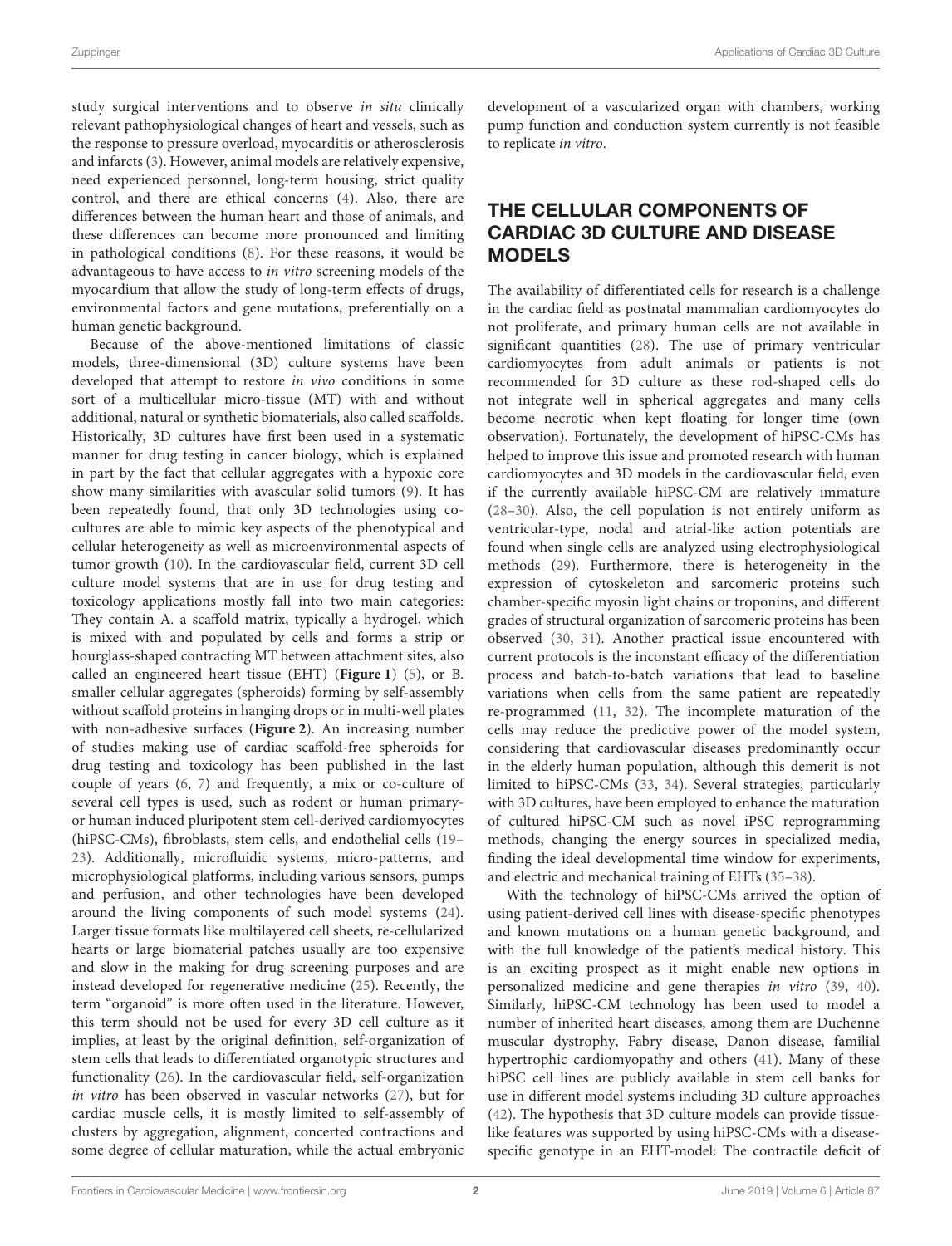study surgical interventions and to observe *in situ* clinically relevant pathophysiological changes of heart and vessels, such as the response to pressure overload, myocarditis or atherosclerosis and infarcts (3). However, animal models are relatively expensive, need experienced personnel, long-term housing, strict quality control, and there are ethical concerns (4). Also, there are differences between the human heart and those of animals, and these differences can become more pronounced and limiting in pathological conditions (8). For these reasons, it would be advantageous to have access to *in vitro* screening models of the myocardium that allow the study of long-term effects of drugs, environmental factors and gene mutations, preferentially on a human genetic background.

Because of the above-mentioned limitations of classic models, three-dimensional (3D) culture systems have been developed that attempt to restore *in vivo* conditions in some sort of a multicellular micro-tissue (MT) with and without additional, natural or synthetic biomaterials, also called scaffolds. Historically, 3D cultures have first been used in a systematic manner for drug testing in cancer biology, which is explained in part by the fact that cellular aggregates with a hypoxic core show many similarities with avascular solid tumors (9). It has been repeatedly found, that only 3D technologies using co-cultures are able to mimic key aspects of the phenotypical and cellular heterogeneity as well as microenvironmental aspects of tumor growth (10). In the cardiovascular field, current 3D cell culture model systems that are in use for drug testing and toxicology applications mostly fall into two main categories: They contain A. a scaffold matrix, typically a hydrogel, which is mixed with and populated by cells and forms a strip or hourglass-shaped contracting MT between attachment sites, also called an engineered heart tissue (EHT) (**Figure 1**) (5), or B. smaller cellular aggregates (spheroids) forming by self-assembly without scaffold proteins in hanging drops or in multi-well plates with non-adhesive surfaces (**Figure 2**). An increasing number of studies making use of cardiac scaffold-free spheroids for drug testing and toxicology has been published in the last couple of years (6, 7) and frequently, a mix or co-culture of several cell types is used, such as rodent or human primary- or human induced pluripotent stem cell-derived cardiomyocytes (hiPSC-CMs), fibroblasts, stem cells, and endothelial cells (19–23). Additionally, microfluidic systems, micro-patterns, and microphysiological platforms, including various sensors, pumps and perfusion, and other technologies have been developed around the living components of such model systems (24). Larger tissue formats like multilayered cell sheets, re-cellularized hearts or large biomaterial patches usually are too expensive and slow in the making for drug screening purposes and are instead developed for regenerative medicine (25). Recently, the term "organoid" is more often used in the literature. However, this term should not be used for every 3D cell culture as it implies, at least by the original definition, self-organization of stem cells that leads to differentiated organotypic structures and functionality (26). In the cardiovascular field, self-organization *in vitro* has been observed in vascular networks (27), but for cardiac muscle cells, it is mostly limited to self-assembly of clusters by aggregation, alignment, concerted contractions and some degree of cellular maturation, while the actual embryonic development of a vascularized organ with chambers, working pump function and conduction system currently is not feasible to replicate *in vitro*.

## THE CELLULAR COMPONENTS OF CARDIAC 3D CULTURE AND DISEASE MODELS

The availability of differentiated cells for research is a challenge in the cardiac field as postnatal mammalian cardiomyocytes do not proliferate, and primary human cells are not available in significant quantities (28). The use of primary ventricular cardiomyocytes from adult animals or patients is not recommended for 3D culture as these rod-shaped cells do not integrate well in spherical aggregates and many cells become necrotic when kept floating for longer time (own observation). Fortunately, the development of hiPSC-CMs has helped to improve this issue and promoted research with human cardiomyocytes and 3D models in the cardiovascular field, even if the currently available hiPSC-CM are relatively immature (28–30). Also, the cell population is not entirely uniform as ventricular-type, nodal and atrial-like action potentials are found when single cells are analyzed using electrophysiological methods (29). Furthermore, there is heterogeneity in the expression of cytoskeleton and sarcomeric proteins such chamber-specific myosin light chains or troponins, and different grades of structural organization of sarcomeric proteins has been observed (30, 31). Another practical issue encountered with current protocols is the inconstant efficacy of the differentiation process and batch-to-batch variations that lead to baseline variations when cells from the same patient are repeatedly re-programmed (11, 32). The incomplete maturation of the cells may reduce the predictive power of the model system, considering that cardiovascular diseases predominantly occur in the elderly human population, although this demerit is not limited to hiPSC-CMs (33, 34). Several strategies, particularly with 3D cultures, have been employed to enhance the maturation of cultured hiPSC-CM such as novel iPSC reprogramming methods, changing the energy sources in specialized media, finding the ideal developmental time window for experiments, and electric and mechanical training of EHTs (35–38).

With the technology of hiPSC-CMs arrived the option of using patient-derived cell lines with disease-specific phenotypes and known mutations on a human genetic background, and with the full knowledge of the patient's medical history. This is an exciting prospect as it might enable new options in personalized medicine and gene therapies *in vitro* (39, 40). Similarly, hiPSC-CM technology has been used to model a number of inherited heart diseases, among them are Duchenne muscular dystrophy, Fabry disease, Danon disease, familial hypertrophic cardiomyopathy and others (41). Many of these hiPSC cell lines are publicly available in stem cell banks for use in different model systems including 3D culture approaches (42). The hypothesis that 3D culture models can provide tissue-like features was supported by using hiPSC-CMs with a disease-specific genotype in an EHT-model: The contractile deficit of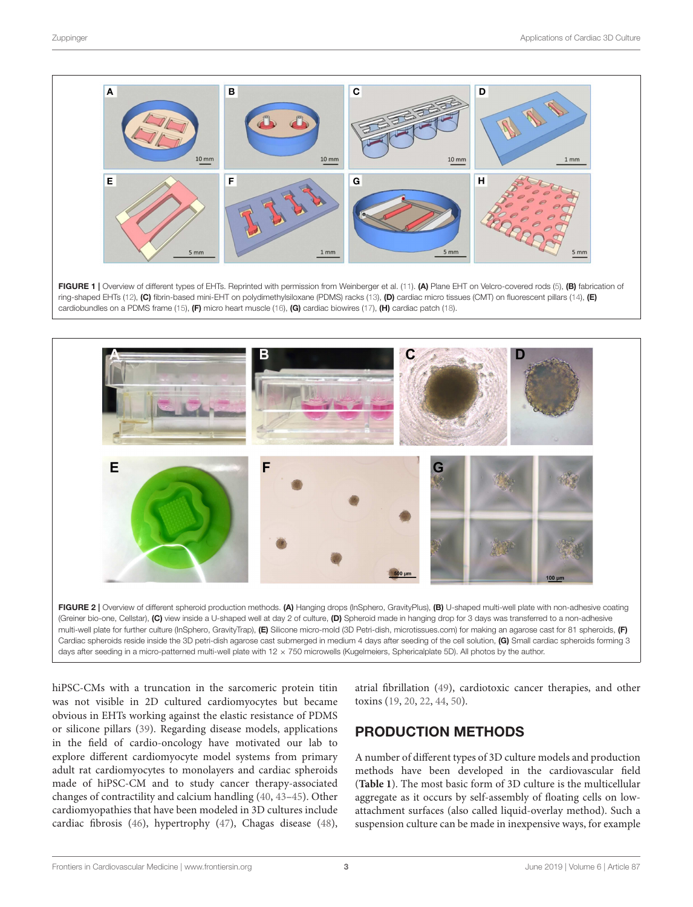**FIGURE 1** | Overview of different types of EHTs. Reprinted with permission from Weinberger et al. (11). **(A)** Plane EHT on Velcro-covered rods (5), **(B)** fabrication of ring-shaped EHTs (12), **(C)** fibrin-based mini-EHT on polydimethylsiloxane (PDMS) racks (13), **(D)** cardiac micro tissues (CMT) on fluorescent pillars (14), **(E)** cardiobundles on a PDMS frame (15), **(F)** micro heart muscle (16), **(G)** cardiac biowires (17), **(H)** cardiac patch (18).

**FIGURE 2** | Overview of different spheroid production methods. **(A)** Hanging drops (InSphero, GravityPlus), **(B)** U-shaped multi-well plate with non-adhesive coating (Greiner bio-one, Cellstar), **(C)** view inside a U-shaped well at day 2 of culture, **(D)** Spheroid made in hanging drop for 3 days was transferred to a non-adhesive multi-well plate for further culture (InSphero, GravityTrap), **(E)** Silicone micro-mold (3D Petri-dish, microtissues.com) for making an agarose cast for 81 spheroids, **(F)** Cardiac spheroids reside inside the 3D petri-dish agarose cast submerged in medium 4 days after seeding of the cell solution, **(G)** Small cardiac spheroids forming 3 days after seeding in a micro-patterned multi-well plate with 12 × 750 microwells (Kugelmeiers, Sphericalplate 5D). All photos by the author.

hiPSC-CMs with a truncation in the sarcomeric protein titin was not visible in 2D cultured cardiomyocytes but became obvious in EHTs working against the elastic resistance of PDMS or silicone pillars (39). Regarding disease models, applications in the field of cardio-oncology have motivated our lab to explore different cardiomyocyte model systems from primary adult rat cardiomyocytes to monolayers and cardiac spheroids made of hiPSC-CM and to study cancer therapy-associated changes of contractility and calcium handling (40, 43–45). Other cardiomyopathies that have been modeled in 3D cultures include cardiac fibrosis (46), hypertrophy (47), Chagas disease (48), atrial fibrillation (49), cardiotoxic cancer therapies, and other toxins (19, 20, 22, 44, 50).

## PRODUCTION METHODS

A number of different types of 3D culture models and production methods have been developed in the cardiovascular field (**Table 1**). The most basic form of 3D culture is the multicellular aggregate as it occurs by self-assembly of floating cells on low-attachment surfaces (also called liquid-overlay method). Such a suspension culture can be made in inexpensive ways, for example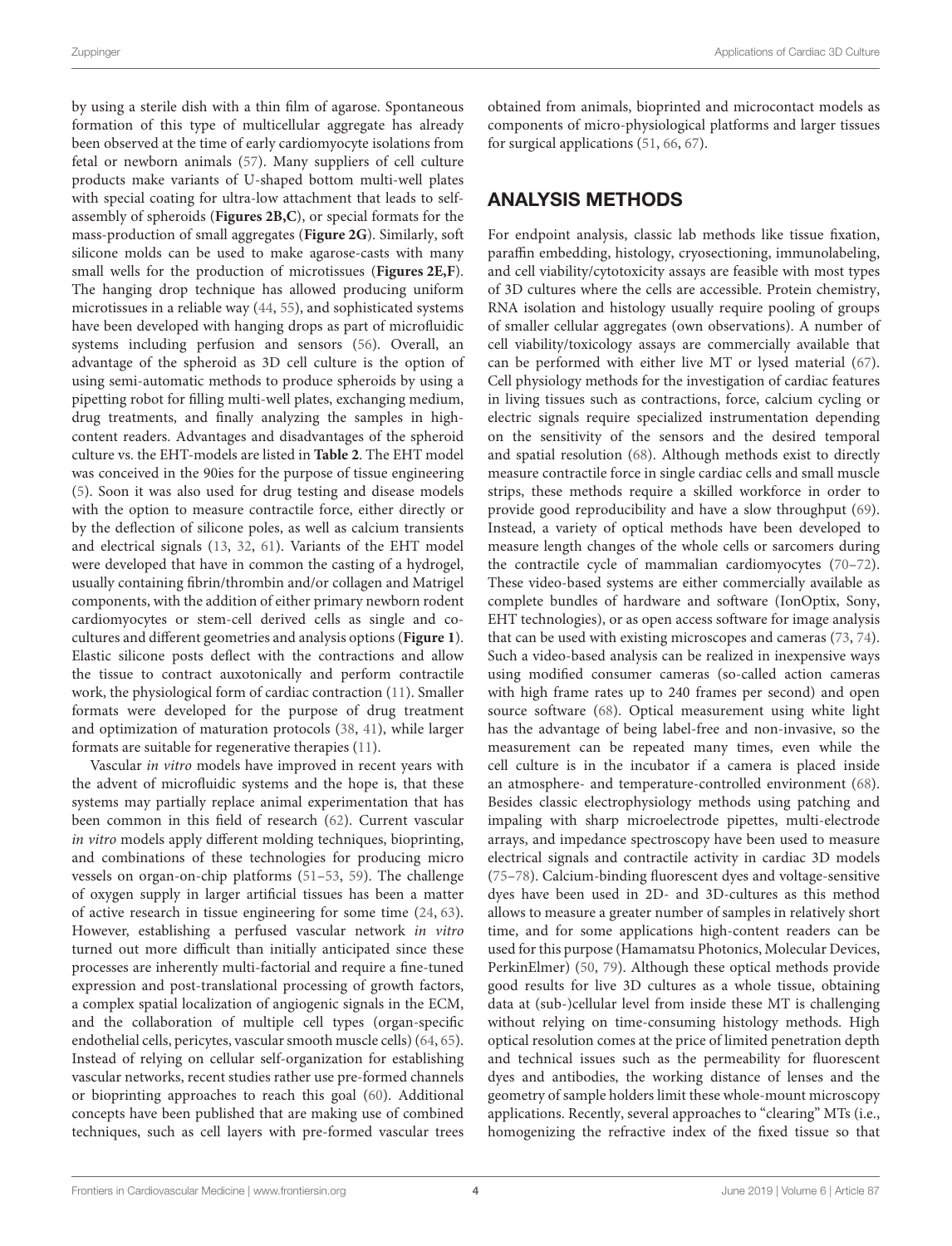by using a sterile dish with a thin film of agarose. Spontaneous formation of this type of multicellular aggregate has already been observed at the time of early cardiomyocyte isolations from fetal or newborn animals (57). Many suppliers of cell culture products make variants of U-shaped bottom multi-well plates with special coating for ultra-low attachment that leads to self-assembly of spheroids (**Figures 2B,C**), or special formats for the mass-production of small aggregates (**Figure 2G**). Similarly, soft silicone molds can be used to make agarose-casts with many small wells for the production of microtissues (**Figures 2E,F**). The hanging drop technique has allowed producing uniform microtissues in a reliable way (44, 55), and sophisticated systems have been developed with hanging drops as part of microfluidic systems including perfusion and sensors (56). Overall, an advantage of the spheroid as 3D cell culture is the option of using semi-automatic methods to produce spheroids by using a pipetting robot for filling multi-well plates, exchanging medium, drug treatments, and finally analyzing the samples in high-content readers. Advantages and disadvantages of the spheroid culture vs. the EHT-models are listed in **Table 2**. The EHT model was conceived in the 90ies for the purpose of tissue engineering (5). Soon it was also used for drug testing and disease models with the option to measure contractile force, either directly or by the deflection of silicone poles, as well as calcium transients and electrical signals (13, 32, 61). Variants of the EHT model were developed that have in common the casting of a hydrogel, usually containing fibrin/thrombin and/or collagen and Matrigel components, with the addition of either primary newborn rodent cardiomyocytes or stem-cell derived cells as single and co-cultures and different geometries and analysis options (**Figure 1**). Elastic silicone posts deflect with the contractions and allow the tissue to contract auxotonically and perform contractile work, the physiological form of cardiac contraction (11). Smaller formats were developed for the purpose of drug treatment and optimization of maturation protocols (38, 41), while larger formats are suitable for regenerative therapies (11).

Vascular *in vitro* models have improved in recent years with the advent of microfluidic systems and the hope is, that these systems may partially replace animal experimentation that has been common in this field of research (62). Current vascular *in vitro* models apply different molding techniques, bioprinting, and combinations of these technologies for producing micro vessels on organ-on-chip platforms (51–53, 59). The challenge of oxygen supply in larger artificial tissues has been a matter of active research in tissue engineering for some time (24, 63). However, establishing a perfused vascular network *in vitro* turned out more difficult than initially anticipated since these processes are inherently multi-factorial and require a fine-tuned expression and post-translational processing of growth factors, a complex spatial localization of angiogenic signals in the ECM, and the collaboration of multiple cell types (organ-specific endothelial cells, pericytes, vascular smooth muscle cells) (64, 65). Instead of relying on cellular self-organization for establishing vascular networks, recent studies rather use pre-formed channels or bioprinting approaches to reach this goal (60). Additional concepts have been published that are making use of combined techniques, such as cell layers with pre-formed vascular trees obtained from animals, bioprinted and microcontact models as components of micro-physiological platforms and larger tissues for surgical applications (51, 66, 67).

## ANALYSIS METHODS

For endpoint analysis, classic lab methods like tissue fixation, paraffin embedding, histology, cryosectioning, immunolabeling, and cell viability/cytotoxicity assays are feasible with most types of 3D cultures where the cells are accessible. Protein chemistry, RNA isolation and histology usually require pooling of groups of smaller cellular aggregates (own observations). A number of cell viability/toxicology assays are commercially available that can be performed with either live MT or lysed material (67). Cell physiology methods for the investigation of cardiac features in living tissues such as contractions, force, calcium cycling or electric signals require specialized instrumentation depending on the sensitivity of the sensors and the desired temporal and spatial resolution (68). Although methods exist to directly measure contractile force in single cardiac cells and small muscle strips, these methods require a skilled workforce in order to provide good reproducibility and have a slow throughput (69). Instead, a variety of optical methods have been developed to measure length changes of the whole cells or sarcomers during the contractile cycle of mammalian cardiomyocytes (70–72). These video-based systems are either commercially available as complete bundles of hardware and software (IonOptix, Sony, EHT technologies), or as open access software for image analysis that can be used with existing microscopes and cameras (73, 74). Such a video-based analysis can be realized in inexpensive ways using modified consumer cameras (so-called action cameras with high frame rates up to 240 frames per second) and open source software (68). Optical measurement using white light has the advantage of being label-free and non-invasive, so the measurement can be repeated many times, even while the cell culture is in the incubator if a camera is placed inside an atmosphere- and temperature-controlled environment (68). Besides classic electrophysiology methods using patching and impaling with sharp microelectrode pipettes, multi-electrode arrays, and impedance spectroscopy have been used to measure electrical signals and contractile activity in cardiac 3D models (75–78). Calcium-binding fluorescent dyes and voltage-sensitive dyes have been used in 2D- and 3D-cultures as this method allows to measure a greater number of samples in relatively short time, and for some applications high-content readers can be used for this purpose (Hamamatsu Photonics, Molecular Devices, PerkinElmer) (50, 79). Although these optical methods provide good results for live 3D cultures as a whole tissue, obtaining data at (sub-)cellular level from inside these MT is challenging without relying on time-consuming histology methods. High optical resolution comes at the price of limited penetration depth and technical issues such as the permeability for fluorescent dyes and antibodies, the working distance of lenses and the geometry of sample holders limit these whole-mount microscopy applications. Recently, several approaches to "clearing" MTs (i.e., homogenizing the refractive index of the fixed tissue so that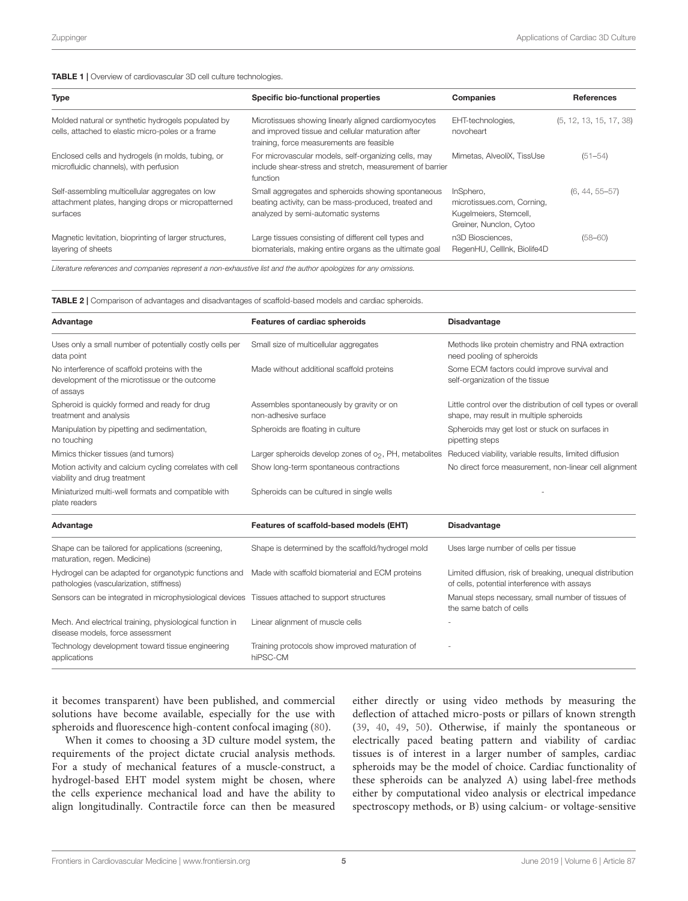**TABLE 1 |** Overview of cardiovascular 3D cell culture technologies.

| Type | Specific bio-functional properties | Companies | References |
|---|---|---|---|
| Molded natural or synthetic hydrogels populated by cells, attached to elastic micro-poles or a frame | Microtissues showing linearly aligned cardiomyocytes and improved tissue and cellular maturation after training, force measurements are feasible | EHT-technologies, novoheart | (5, 12, 13, 15, 17, 38) |
| Enclosed cells and hydrogels (in molds, tubing, or microfluidic channels), with perfusion | For microvascular models, self-organizing cells, may include shear-stress and stretch, measurement of barrier function | Mimetas, AlveoliX, TissUse | (51–54) |
| Self-assembling multicellular aggregates on low attachment plates, hanging drops or micropatterned surfaces | Small aggregates and spheroids showing spontaneous beating activity, can be mass-produced, treated and analyzed by semi-automatic systems | InSphero, microtissues.com, Corning, Kugelmeiers, Stemcell, Greiner, Nunclon, Cytoo | (6, 44, 55–57) |
| Magnetic levitation, bioprinting of larger structures, layering of sheets | Large tissues consisting of different cell types and biomaterials, making entire organs as the ultimate goal | n3D Biosciences, RegenHU, CellInk, Biolife4D | (58–60) |

*Literature references and companies represent a non-exhaustive list and the author apologizes for any omissions.*

**TABLE 2 |** Comparison of advantages and disadvantages of scaffold-based models and cardiac spheroids.

| Advantage | Features of cardiac spheroids | Disadvantage |
|---|---|---|
| Uses only a small number of potentially costly cells per data point | Small size of multicellular aggregates | Methods like protein chemistry and RNA extraction need pooling of spheroids |
| No interference of scaffold proteins with the development of the microtissue or the outcome of assays | Made without additional scaffold proteins | Some ECM factors could improve survival and self-organization of the tissue |
| Spheroid is quickly formed and ready for drug treatment and analysis | Assembles spontaneously by gravity or on non-adhesive surface | Little control over the distribution of cell types or overall shape, may result in multiple spheroids |
| Manipulation by pipetting and sedimentation, no touching | Spheroids are floating in culture | Spheroids may get lost or stuck on surfaces in pipetting steps |
| Mimics thicker tissues (and tumors) | Larger spheroids develop zones of $o_2$, PH, metabolites | Reduced viability, variable results, limited diffusion |
| Motion activity and calcium cycling correlates with cell viability and drug treatment | Show long-term spontaneous contractions | No direct force measurement, non-linear cell alignment |
| Miniaturized multi-well formats and compatible with plate readers | Spheroids can be cultured in single wells | - |
| **Advantage** | **Features of scaffold-based models (EHT)** | **Disadvantage** |
| Shape can be tailored for applications (screening, maturation, regen. Medicine) | Shape is determined by the scaffold/hydrogel mold | Uses large number of cells per tissue |
| Hydrogel can be adapted for organotypic functions and pathologies (vascularization, stiffness) | Made with scaffold biomaterial and ECM proteins | Limited diffusion, risk of breaking, unequal distribution of cells, potential interference with assays |
| Sensors can be integrated in microphysiological devices | Tissues attached to support structures | Manual steps necessary, small number of tissues of the same batch of cells |
| Mech. And electrical training, physiological function in disease models, force assessment | Linear alignment of muscle cells | - |
| Technology development toward tissue engineering applications | Training protocols show improved maturation of hiPSC-CM | - |

it becomes transparent) have been published, and commercial solutions have become available, especially for the use with spheroids and fluorescence high-content confocal imaging (80).

When it comes to choosing a 3D culture model system, the requirements of the project dictate crucial analysis methods. For a study of mechanical features of a muscle-construct, a hydrogel-based EHT model system might be chosen, where the cells experience mechanical load and have the ability to align longitudinally. Contractile force can then be measured either directly or using video methods by measuring the deflection of attached micro-posts or pillars of known strength (39, 40, 49, 50). Otherwise, if mainly the spontaneous or electrically paced beating pattern and viability of cardiac tissues is of interest in a larger number of samples, cardiac spheroids may be the model of choice. Cardiac functionality of these spheroids can be analyzed A) using label-free methods either by computational video analysis or electrical impedance spectroscopy methods, or B) using calcium- or voltage-sensitive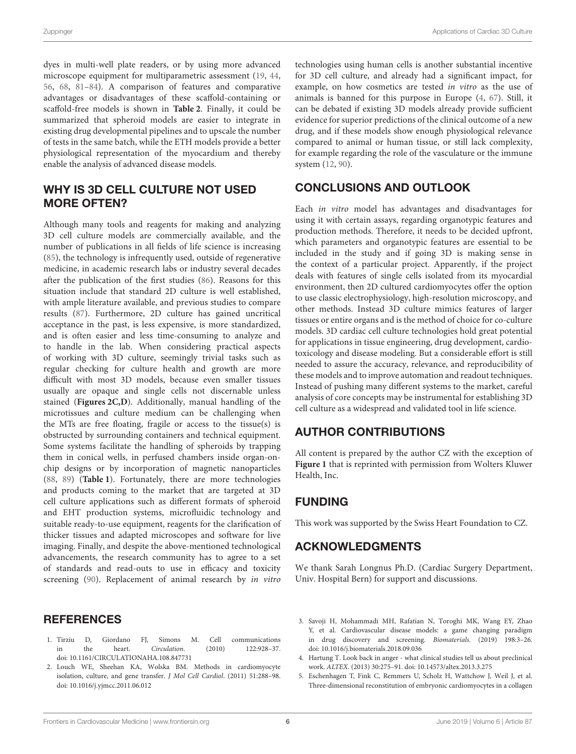dyes in multi-well plate readers, or by using more advanced microscope equipment for multiparametric assessment (19, 44, 56, 68, 81–84). A comparison of features and comparative advantages or disadvantages of these scaffold-containing or scaffold-free models is shown in **Table 2**. Finally, it could be summarized that spheroid models are easier to integrate in existing drug developmental pipelines and to upscale the number of tests in the same batch, while the ETH models provide a better physiological representation of the myocardium and thereby enable the analysis of advanced disease models.

## WHY IS 3D CELL CULTURE NOT USED MORE OFTEN?

Although many tools and reagents for making and analyzing 3D cell culture models are commercially available, and the number of publications in all fields of life science is increasing (85), the technology is infrequently used, outside of regenerative medicine, in academic research labs or industry several decades after the publication of the first studies (86). Reasons for this situation include that standard 2D culture is well established, with ample literature available, and previous studies to compare results (87). Furthermore, 2D culture has gained uncritical acceptance in the past, is less expensive, is more standardized, and is often easier and less time-consuming to analyze and to handle in the lab. When considering practical aspects of working with 3D culture, seemingly trivial tasks such as regular checking for culture health and growth are more difficult with most 3D models, because even smaller tissues usually are opaque and single cells not discernable unless stained (**Figures 2C,D**). Additionally, manual handling of the microtissues and culture medium can be challenging when the MTs are free floating, fragile or access to the tissue(s) is obstructed by surrounding containers and technical equipment. Some systems facilitate the handling of spheroids by trapping them in conical wells, in perfused chambers inside organ-on-chip designs or by incorporation of magnetic nanoparticles (88, 89) (**Table 1**). Fortunately, there are more technologies and products coming to the market that are targeted at 3D cell culture applications such as different formats of spheroid and EHT production systems, microfluidic technology and suitable ready-to-use equipment, reagents for the clarification of thicker tissues and adapted microscopes and software for live imaging. Finally, and despite the above-mentioned technological advancements, the research community has to agree to a set of standards and read-outs to use in efficacy and toxicity screening (90). Replacement of animal research by *in vitro* technologies using human cells is another substantial incentive for 3D cell culture, and already had a significant impact, for example, on how cosmetics are tested *in vitro* as the use of animals is banned for this purpose in Europe (4, 67). Still, it can be debated if existing 3D models already provide sufficient evidence for superior predictions of the clinical outcome of a new drug, and if these models show enough physiological relevance compared to animal or human tissue, or still lack complexity, for example regarding the role of the vasculature or the immune system (12, 90).

## CONCLUSIONS AND OUTLOOK

Each *in vitro* model has advantages and disadvantages for using it with certain assays, regarding organotypic features and production methods. Therefore, it needs to be decided upfront, which parameters and organotypic features are essential to be included in the study and if going 3D is making sense in the context of a particular project. Apparently, if the project deals with features of single cells isolated from its myocardial environment, then 2D cultured cardiomyocytes offer the option to use classic electrophysiology, high-resolution microscopy, and other methods. Instead 3D culture mimics features of larger tissues or entire organs and is the method of choice for co-culture models. 3D cardiac cell culture technologies hold great potential for applications in tissue engineering, drug development, cardiotoxicology and disease modeling. But a considerable effort is still needed to assure the accuracy, relevance, and reproducibility of these models and to improve automation and readout techniques. Instead of pushing many different systems to the market, careful analysis of core concepts may be instrumental for establishing 3D cell culture as a widespread and validated tool in life science.

## AUTHOR CONTRIBUTIONS

All content is prepared by the author CZ with the exception of **Figure 1** that is reprinted with permission from Wolters Kluwer Health, Inc.

## FUNDING

This work was supported by the Swiss Heart Foundation to CZ.

## ACKNOWLEDGMENTS

We thank Sarah Longnus Ph.D. (Cardiac Surgery Department, Univ. Hospital Bern) for support and discussions.

## REFERENCES

1. Tirziu D, Giordano FJ, Simons M. Cell communications in the heart. *Circulation*. (2010) 122:928–37. doi: 10.1161/CIRCULATIONAHA.108.847731
2. Louch WE, Sheehan KA, Wolska BM. Methods in cardiomyocyte isolation, culture, and gene transfer. *J Mol Cell Cardiol*. (2011) 51:288–98. doi: 10.1016/j.yjmcc.2011.06.012
3. Savoji H, Mohammadi MH, Rafatian N, Toroghi MK, Wang EY, Zhao Y, et al. Cardiovascular disease models: a game changing paradigm in drug discovery and screening. *Biomaterials*. (2019) 198:3–26. doi: 10.1016/j.biomaterials.2018.09.036
4. Hartung T. Look back in anger - what clinical studies tell us about preclinical work. *ALTEX*. (2013) 30:275–91. doi: 10.14573/altex.2013.3.275
5. Eschenhagen T, Fink C, Remmers U, Scholz H, Wattchow J, Weil J, et al. Three-dimensional reconstitution of embryonic cardiomyocytes in a collagen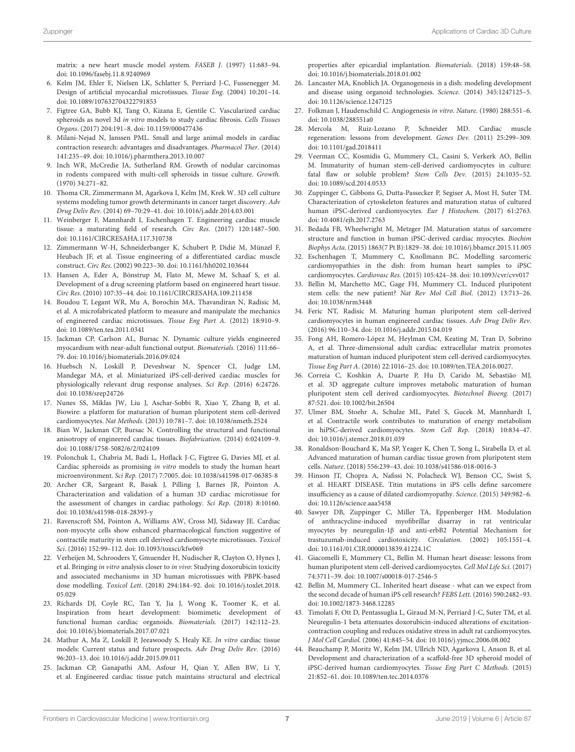matrix: a new heart muscle model system. *FASEB J*. (1997) 11:683–94. doi: 10.1096/fasebj.11.8.9240969

6. Kelm JM, Ehler E, Nielsen LK, Schlatter S, Perriard J-C, Fussenegger M. Design of artificial myocardial microtissues. *Tissue Eng*. (2004) 10:201–14. doi: 10.1089/107632704322791853
7. Figtree GA, Bubb KJ, Tang O, Kizana E, Gentile C. Vascularized cardiac spheroids as novel 3d *in vitro* models to study cardiac fibrosis. *Cells Tissues Organs*. (2017) 204:191–8. doi: 10.1159/000477436
8. Milani-Nejad N, Janssen PML. Small and large animal models in cardiac contraction research: advantages and disadvantages. *Pharmacol Ther*. (2014) 141:235–49. doi: 10.1016/j.pharmthera.2013.10.007
9. Inch WR, McCredie JA, Sutherland RM. Growth of nodular carcinomas in rodents compared with multi-cell spheroids in tissue culture. *Growth*. (1970) 34:271–82.
10. Thoma CR, Zimmermann M, Agarkova I, Kelm JM, Krek W. 3D cell culture systems modeling tumor growth determinants in cancer target discovery. *Adv Drug Deliv Rev*. (2014) 69–70:29–41. doi: 10.1016/j.addr.2014.03.001
11. Weinberger F, Mannhardt I, Eschenhagen T. Engineering cardiac muscle tissue: a maturating field of research. *Circ Res*. (2017) 120:1487–500. doi: 10.1161/CIRCRESAHA.117.310738
12. Zimmermann W-H, Schneiderbanger K, Schubert P, Didié M, Münzel F, Heubach JF, et al. Tissue engineering of a differentiated cardiac muscle construct. *Circ Res*. (2002) 90:223–30. doi: 10.1161/hh0202.103644
13. Hansen A, Eder A, Bönstrup M, Flato M, Mewe M, Schaaf S, et al. Development of a drug screening platform based on engineered heart tissue. *Circ Res*. (2010) 107:35–44. doi: 10.1161/CIRCRESAHA.109.211458
14. Boudou T, Legant WR, Mu A, Borochin MA, Thavandiran N, Radisic M, et al. A microfabricated platform to measure and manipulate the mechanics of engineered cardiac microtissues. *Tissue Eng Part A*. (2012) 18:910–9. doi: 10.1089/ten.tea.2011.0341
15. Jackman CP, Carlson AL, Bursac N. Dynamic culture yields engineered myocardium with near-adult functional output. *Biomaterials*. (2016) 111:66–79. doi: 10.1016/j.biomaterials.2016.09.024
16. Huebsch N, Loskill P, Deveshwar N, Spencer CI, Judge LM, Mandegar MA, et al. Miniaturized iPS-cell-derived cardiac muscles for physiologically relevant drug response analyses. *Sci Rep*. (2016) 6:24726. doi: 10.1038/srep24726
17. Nunes SS, Miklas JW, Liu J, Aschar-Sobbi R, Xiao Y, Zhang B, et al. Biowire: a platform for maturation of human pluripotent stem cell-derived cardiomyocytes. *Nat Methods*. (2013) 10:781–7. doi: 10.1038/nmeth.2524
18. Bian W, Jackman CP, Bursac N. Controlling the structural and functional anisotropy of engineered cardiac tissues. *Biofabrication*. (2014) 6:024109–9. doi: 10.1088/1758-5082/6/2/024109
19. Polonchuk L, Chabria M, Badi L, Hoflack J-C, Figtree G, Davies MJ, et al. Cardiac spheroids as promising *in vitro* models to study the human heart microenvironment. *Sci Rep*. (2017) 7:7005. doi: 10.1038/s41598-017-06385-8
20. Archer CR, Sargeant R, Basak J, Pilling J, Barnes JR, Pointon A. Characterization and validation of a human 3D cardiac microtissue for the assessment of changes in cardiac pathology. *Sci Rep*. (2018) 8:10160. doi: 10.1038/s41598-018-28393-y
21. Ravenscroft SM, Pointon A, Williams AW, Cross MJ, Sidaway JE. Cardiac non-myocyte cells show enhanced pharmacological function suggestive of contractile maturity in stem cell derived cardiomyocyte microtissues. *Toxicol Sci*. (2016) 152:99–112. doi: 10.1093/toxsci/kfw069
22. Verheijen M, Schrooders Y, Gmuender H, Nudischer R, Clayton O, Hynes J, et al. Bringing *in vitro* analysis closer to *in vivo*: Studying doxorubicin toxicity and associated mechanisms in 3D human microtissues with PBPK-based dose modelling. *Toxicol Lett*. (2018) 294:184–92. doi: 10.1016/j.toxlet.2018.05.029
23. Richards DJ, Coyle RC, Tan Y, Jia J, Wong K, Toomer K, et al. Inspiration from heart development: biomimetic development of functional human cardiac organoids. *Biomaterials*. (2017) 142:112–23. doi: 10.1016/j.biomaterials.2017.07.021
24. Mathur A, Ma Z, Loskill P, Jeeawoody S, Healy KE. *In vitro* cardiac tissue models: Current status and future prospects. *Adv Drug Deliv Rev*. (2016) 96:203–13. doi: 10.1016/j.addr.2015.09.011
25. Jackman CP, Ganapathi AM, Asfour H, Qian Y, Allen BW, Li Y, et al. Engineered cardiac tissue patch maintains structural and electrical properties after epicardial implantation. *Biomaterials*. (2018) 159:48–58. doi: 10.1016/j.biomaterials.2018.01.002
26. Lancaster MA, Knoblich JA. Organogenesis in a dish: modeling development and disease using organoid technologies. *Science*. (2014) 345:1247125–5. doi: 10.1126/science.1247125
27. Folkman J, Haudenschild C. Angiogenesis *in vitro*. *Nature*. (1980) 288:551–6. doi: 10.1038/288551a0
28. Mercola M, Ruiz-Lozano P, Schneider MD. Cardiac muscle regeneration: lessons from development. *Genes Dev*. (2011) 25:299–309. doi: 10.1101/gad.2018411
29. Veerman CC, Kosmidis G, Mummery CL, Casini S, Verkerk AO, Bellin M. Immaturity of human stem-cell-derived cardiomyocytes in culture: fatal flaw or soluble problem? *Stem Cells Dev*. (2015) 24:1035–52. doi: 10.1089/scd.2014.0533
30. Zuppinger C, Gibbons G, Dutta-Passecker P, Segiser A, Most H, Suter TM. Characterization of cytoskeleton features and maturation status of cultured human iPSC-derived cardiomyocytes. *Eur J Histochem*. (2017) 61:2763. doi: 10.4081/ejh.2017.2763
31. Bedada FB, Wheelwright M, Metzger JM. Maturation status of sarcomere structure and function in human iPSC-derived cardiac myocytes. *Biochim Biophys Acta*. (2015) 1863(7 Pt B):1829–38. doi: 10.1016/j.bbamcr.2015.11.005
32. Eschenhagen T, Mummery C, Knollmann BC. Modelling sarcomeric cardiomyopathies in the dish: from human heart samples to iPSC cardiomyocytes. *Cardiovasc Res*. (2015) 105:424–38. doi: 10.1093/cvr/cvv017
33. Bellin M, Marchetto MC, Gage FH, Mummery CL. Induced pluripotent stem cells: the new patient? *Nat Rev Mol Cell Biol*. (2012) 13:713–26. doi: 10.1038/nrm3448
34. Feric NT, Radisic M. Maturing human pluripotent stem cell-derived cardiomyocytes in human engineered cardiac tissues. *Adv Drug Deliv Rev*. (2016) 96:110–34. doi: 10.1016/j.addr.2015.04.019
35. Fong AH, Romero-López M, Heylman CM, Keating M, Tran D, Sobrino A, et al. Three-dimensional adult cardiac extracellular matrix promotes maturation of human induced pluripotent stem cell-derived cardiomyocytes. *Tissue Eng Part A*. (2016) 22:1016–25. doi: 10.1089/ten.TEA.2016.0027.
36. Correia C, Koshkin A, Duarte P, Hu D, Carido M, Sebastião MJ, et al. 3D aggregate culture improves metabolic maturation of human pluripotent stem cell derived cardiomyocytes. *Biotechnol Bioeng*. (2017) 87:521. doi: 10.1002/bit.26504
37. Ulmer BM, Stoehr A, Schulze ML, Patel S, Gucek M, Mannhardt I, et al. Contractile work contributes to maturation of energy metabolism in hiPSC-derived cardiomyocytes. *Stem Cell Rep*. (2018) 10:834–47. doi: 10.1016/j.stemcr.2018.01.039
38. Ronaldson-Bouchard K, Ma SP, Yeager K, Chen T, Song L, Sirabella D, et al. Advanced maturation of human cardiac tissue grown from pluripotent stem cells. *Nature*. (2018) 556:239–43. doi: 10.1038/s41586-018-0016-3
39. Hinson JT, Chopra A, Nafissi N, Polacheck WJ, Benson CC, Swist S, et al. HEART DISEASE. Titin mutations in iPS cells define sarcomere insufficiency as a cause of dilated cardiomyopathy. *Science*. (2015) 349:982–6. doi: 10.1126/science.aaa5458
40. Sawyer DB, Zuppinger C, Miller TA, Eppenberger HM. Modulation of anthracycline-induced myofibrillar disarray in rat ventricular myocytes by neuregulin-1β and anti-erbB2 Potential Mechanism for trastuzumab-induced cardiotoxicity. *Circulation*. (2002) 105:1551–4. doi: 10.1161/01.CIR.0000013839.41224.1C
41. Giacomelli E, Mummery CL, Bellin M. Human heart disease: lessons from human pluripotent stem cell-derived cardiomyocytes. *Cell Mol Life Sci*. (2017) 74:3711–39. doi: 10.1007/s00018-017-2546-5
42. Bellin M, Mummery CL. Inherited heart disease - what can we expect from the second decade of human iPS cell research? *FEBS Lett*. (2016) 590:2482–93. doi: 10.1002/1873-3468.12285
43. Timolati F, Ott D, Pentassuglia L, Giraud M-N, Perriard J-C, Suter TM, et al. Neuregulin-1 beta attenuates doxorubicin-induced alterations of excitation-contraction coupling and reduces oxidative stress in adult rat cardiomyocytes. *J Mol Cell Cardiol*. (2006) 41:845–54. doi: 10.1016/j.yjmcc.2006.08.002
44. Beauchamp P, Moritz W, Kelm JM, Ullrich ND, Agarkova I, Anson B, et al. Development and characterization of a scaffold-free 3D spheroid model of iPSC-derived human cardiomyocytes. *Tissue Eng Part C Methods*. (2015) 21:852–61. doi: 10.1089/ten.tec.2014.0376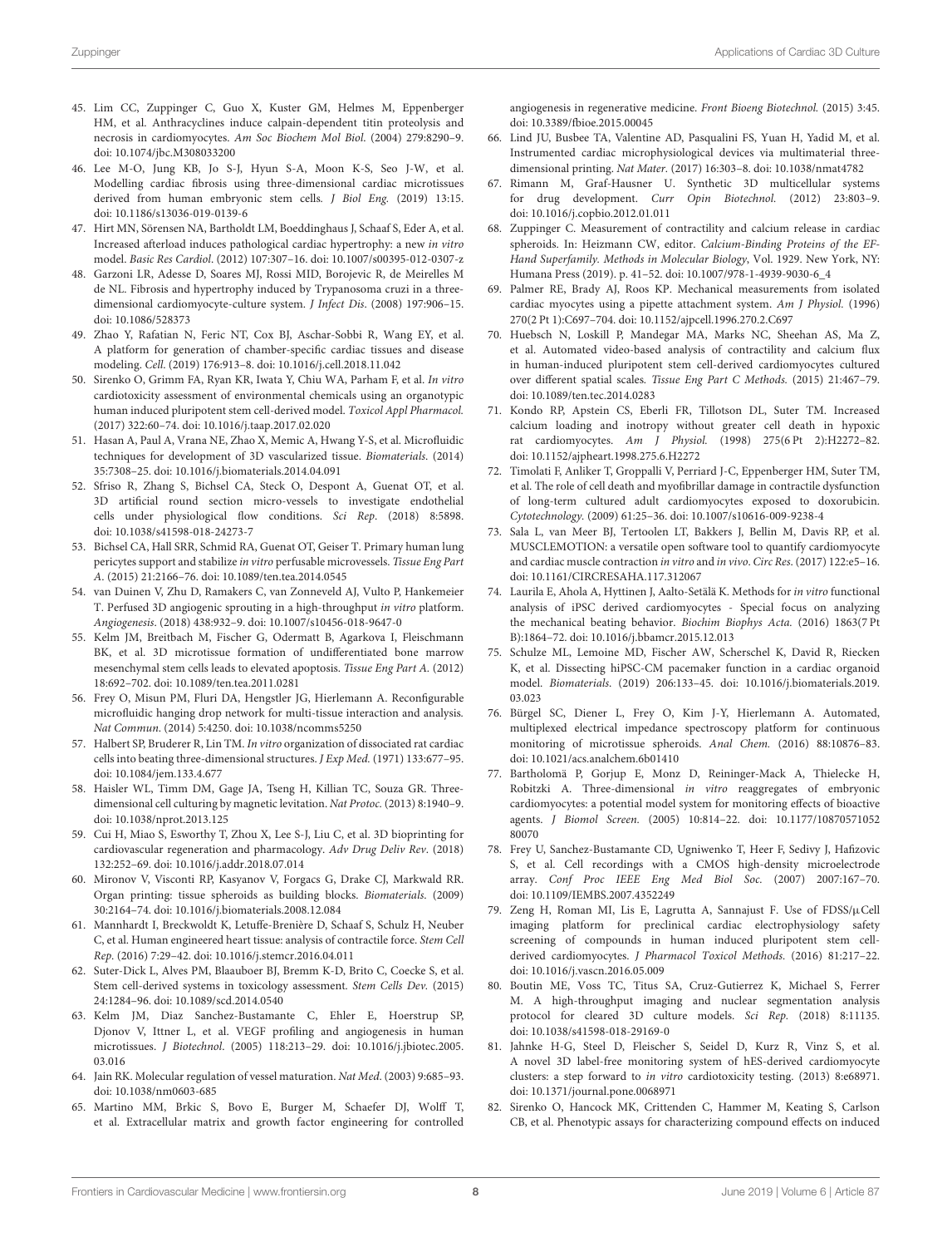45. Lim CC, Zuppinger C, Guo X, Kuster GM, Helmes M, Eppenberger HM, et al. Anthracyclines induce calpain-dependent titin proteolysis and necrosis in cardiomyocytes. *Am Soc Biochem Mol Biol*. (2004) 279:8290–9. doi: 10.1074/jbc.M308033200

46. Lee M-O, Jung KB, Jo S-J, Hyun S-A, Moon K-S, Seo J-W, et al. Modelling cardiac fibrosis using three-dimensional cardiac microtissues derived from human embryonic stem cells. *J Biol Eng*. (2019) 13:15. doi: 10.1186/s13036-019-0139-6

47. Hirt MN, Sörensen NA, Bartholdt LM, Boeddinghaus J, Schaaf S, Eder A, et al. Increased afterload induces pathological cardiac hypertrophy: a new *in vitro* model. *Basic Res Cardiol*. (2012) 107:307–16. doi: 10.1007/s00395-012-0307-z

48. Garzoni LR, Adesse D, Soares MJ, Rossi MID, Borojevic R, de Meirelles M de NL. Fibrosis and hypertrophy induced by Trypanosoma cruzi in a three-dimensional cardiomyocyte-culture system. *J Infect Dis*. (2008) 197:906–15. doi: 10.1086/528373

49. Zhao Y, Rafatian N, Feric NT, Cox BJ, Aschar-Sobbi R, Wang EY, et al. A platform for generation of chamber-specific cardiac tissues and disease modeling. *Cell*. (2019) 176:913–8. doi: 10.1016/j.cell.2018.11.042

50. Sirenko O, Grimm FA, Ryan KR, Iwata Y, Chiu WA, Parham F, et al. *In vitro* cardiotoxicity assessment of environmental chemicals using an organotypic human induced pluripotent stem cell-derived model. *Toxicol Appl Pharmacol*. (2017) 322:60–74. doi: 10.1016/j.taap.2017.02.020

51. Hasan A, Paul A, Vrana NE, Zhao X, Memic A, Hwang Y-S, et al. Microfluidic techniques for development of 3D vascularized tissue. *Biomaterials*. (2014) 35:7308–25. doi: 10.1016/j.biomaterials.2014.04.091

52. Sfriso R, Zhang S, Bichsel CA, Steck O, Despont A, Guenat OT, et al. 3D artificial round section micro-vessels to investigate endothelial cells under physiological flow conditions. *Sci Rep*. (2018) 8:5898. doi: 10.1038/s41598-018-24273-7

53. Bichsel CA, Hall SRR, Schmid RA, Guenat OT, Geiser T. Primary human lung pericytes support and stabilize *in vitro* perfusable microvessels. *Tissue Eng Part A*. (2015) 21:2166–76. doi: 10.1089/ten.tea.2014.0545

54. van Duinen V, Zhu D, Ramakers C, van Zonneveld AJ, Vulto P, Hankemeier T. Perfused 3D angiogenic sprouting in a high-throughput *in vitro* platform. *Angiogenesis*. (2018) 438:932–9. doi: 10.1007/s10456-018-9647-0

55. Kelm JM, Breitbach M, Fischer G, Odermatt B, Agarkova I, Fleischmann BK, et al. 3D microtissue formation of undifferentiated bone marrow mesenchymal stem cells leads to elevated apoptosis. *Tissue Eng Part A*. (2012) 18:692–702. doi: 10.1089/ten.tea.2011.0281

56. Frey O, Misun PM, Fluri DA, Hengstler JG, Hierlemann A. Reconfigurable microfluidic hanging drop network for multi-tissue interaction and analysis. *Nat Commun*. (2014) 5:4250. doi: 10.1038/ncomms5250

57. Halbert SP, Bruderer R, Lin TM. *In vitro* organization of dissociated rat cardiac cells into beating three-dimensional structures. *J Exp Med*. (1971) 133:677–95. doi: 10.1084/jem.133.4.677

58. Haisler WL, Timm DM, Gage JA, Tseng H, Killian TC, Souza GR. Three-dimensional cell culturing by magnetic levitation. *Nat Protoc*. (2013) 8:1940–9. doi: 10.1038/nprot.2013.125

59. Cui H, Miao S, Esworthy T, Zhou X, Lee S-J, Liu C, et al. 3D bioprinting for cardiovascular regeneration and pharmacology. *Adv Drug Deliv Rev*. (2018) 132:252–69. doi: 10.1016/j.addr.2018.07.014

60. Mironov V, Visconti RP, Kasyanov V, Forgacs G, Drake CJ, Markwald RR. Organ printing: tissue spheroids as building blocks. *Biomaterials*. (2009) 30:2164–74. doi: 10.1016/j.biomaterials.2008.12.084

61. Mannhardt I, Breckwoldt K, Letuffe-Brenière D, Schaaf S, Schulz H, Neuber C, et al. Human engineered heart tissue: analysis of contractile force. *Stem Cell Rep*. (2016) 7:29–42. doi: 10.1016/j.stemcr.2016.04.011

62. Suter-Dick L, Alves PM, Blaauboer BJ, Bremm K-D, Brito C, Coecke S, et al. Stem cell-derived systems in toxicology assessment. *Stem Cells Dev*. (2015) 24:1284–96. doi: 10.1089/scd.2014.0540

63. Kelm JM, Diaz Sanchez-Bustamante C, Ehler E, Hoerstrup SP, Djonov V, Ittner L, et al. VEGF profiling and angiogenesis in human microtissues. *J Biotechnol*. (2005) 118:213–29. doi: 10.1016/j.jbiotec.2005.03.016

64. Jain RK. Molecular regulation of vessel maturation. *Nat Med*. (2003) 9:685–93. doi: 10.1038/nm0603-685

65. Martino MM, Brkic S, Bovo E, Burger M, Schaefer DJ, Wolff T, et al. Extracellular matrix and growth factor engineering for controlled angiogenesis in regenerative medicine. *Front Bioeng Biotechnol*. (2015) 3:45. doi: 10.3389/fbioe.2015.00045

66. Lind JU, Busbee TA, Valentine AD, Pasqualini FS, Yuan H, Yadid M, et al. Instrumented cardiac microphysiological devices via multimaterial three-dimensional printing. *Nat Mater*. (2017) 16:303–8. doi: 10.1038/nmat4782

67. Rimann M, Graf-Hausner U. Synthetic 3D multicellular systems for drug development. *Curr Opin Biotechnol*. (2012) 23:803–9. doi: 10.1016/j.copbio.2012.01.011

68. Zuppinger C. Measurement of contractility and calcium release in cardiac spheroids. In: Heizmann CW, editor. *Calcium-Binding Proteins of the EF-Hand Superfamily. Methods in Molecular Biology*, Vol. 1929. New York, NY: Humana Press (2019). p. 41–52. doi: 10.1007/978-1-4939-9030-6_4

69. Palmer RE, Brady AJ, Roos KP. Mechanical measurements from isolated cardiac myocytes using a pipette attachment system. *Am J Physiol*. (1996) 270(2 Pt 1):C697–704. doi: 10.1152/ajpcell.1996.270.2.C697

70. Huebsch N, Loskill P, Mandegar MA, Marks NC, Sheehan AS, Ma Z, et al. Automated video-based analysis of contractility and calcium flux in human-induced pluripotent stem cell-derived cardiomyocytes cultured over different spatial scales. *Tissue Eng Part C Methods*. (2015) 21:467–79. doi: 10.1089/ten.tec.2014.0283

71. Kondo RP, Apstein CS, Eberli FR, Tillotson DL, Suter TM. Increased calcium loading and inotropy without greater cell death in hypoxic rat cardiomyocytes. *Am J Physiol*. (1998) 275(6 Pt 2):H2272–82. doi: 10.1152/ajpheart.1998.275.6.H2272

72. Timolati F, Anliker T, Groppalli V, Perriard J-C, Eppenberger HM, Suter TM, et al. The role of cell death and myofibrillar damage in contractile dysfunction of long-term cultured adult cardiomyocytes exposed to doxorubicin. *Cytotechnology*. (2009) 61:25–36. doi: 10.1007/s10616-009-9238-4

73. Sala L, van Meer BJ, Tertoolen LT, Bakkers J, Bellin M, Davis RP, et al. MUSCLEMOTION: a versatile open software tool to quantify cardiomyocyte and cardiac muscle contraction *in vitro* and *in vivo*. *Circ Res*. (2017) 122:e5–16. doi: 10.1161/CIRCRESAHA.117.312067

74. Laurila E, Ahola A, Hyttinen J, Aalto-Setälä K. Methods for *in vitro* functional analysis of iPSC derived cardiomyocytes - Special focus on analyzing the mechanical beating behavior. *Biochim Biophys Acta*. (2016) 1863(7 Pt B):1864–72. doi: 10.1016/j.bbamcr.2015.12.013

75. Schulze ML, Lemoine MD, Fischer AW, Scherschel K, David R, Riecken K, et al. Dissecting hiPSC-CM pacemaker function in a cardiac organoid model. *Biomaterials*. (2019) 206:133–45. doi: 10.1016/j.biomaterials.2019.03.023

76. Bürgel SC, Diener L, Frey O, Kim J-Y, Hierlemann A. Automated, multiplexed electrical impedance spectroscopy platform for continuous monitoring of microtissue spheroids. *Anal Chem*. (2016) 88:10876–83. doi: 10.1021/acs.analchem.6b01410

77. Bartholomä P, Gorjup E, Monz D, Reininger-Mack A, Thielecke H, Robitzki A. Three-dimensional *in vitro* reaggregates of embryonic cardiomyocytes: a potential model system for monitoring effects of bioactive agents. *J Biomol Screen*. (2005) 10:814–22. doi: 10.1177/1087057105280070

78. Frey U, Sanchez-Bustamante CD, Ugniwenko T, Heer F, Sedivy J, Hafizovic S, et al. Cell recordings with a CMOS high-density microelectrode array. *Conf Proc IEEE Eng Med Biol Soc*. (2007) 2007:167–70. doi: 10.1109/IEMBS.2007.4352249

79. Zeng H, Roman MI, Lis E, Lagrutta A, Sannajust F. Use of FDSS/μCell imaging platform for preclinical cardiac electrophysiology safety screening of compounds in human induced pluripotent stem cell-derived cardiomyocytes. *J Pharmacol Toxicol Methods*. (2016) 81:217–22. doi: 10.1016/j.vascn.2016.05.009

80. Boutin ME, Voss TC, Titus SA, Cruz-Gutierrez K, Michael S, Ferrer M. A high-throughput imaging and nuclear segmentation analysis protocol for cleared 3D culture models. *Sci Rep*. (2018) 8:11135. doi: 10.1038/s41598-018-29169-0

81. Jahnke H-G, Steel D, Fleischer S, Seidel D, Kurz R, Vinz S, et al. A novel 3D label-free monitoring system of hES-derived cardiomyocyte clusters: a step forward to *in vitro* cardiotoxicity testing. (2013) 8:e68971. doi: 10.1371/journal.pone.0068971

82. Sirenko O, Hancock MK, Crittenden C, Hammer M, Keating S, Carlson CB, et al. Phenotypic assays for characterizing compound effects on induced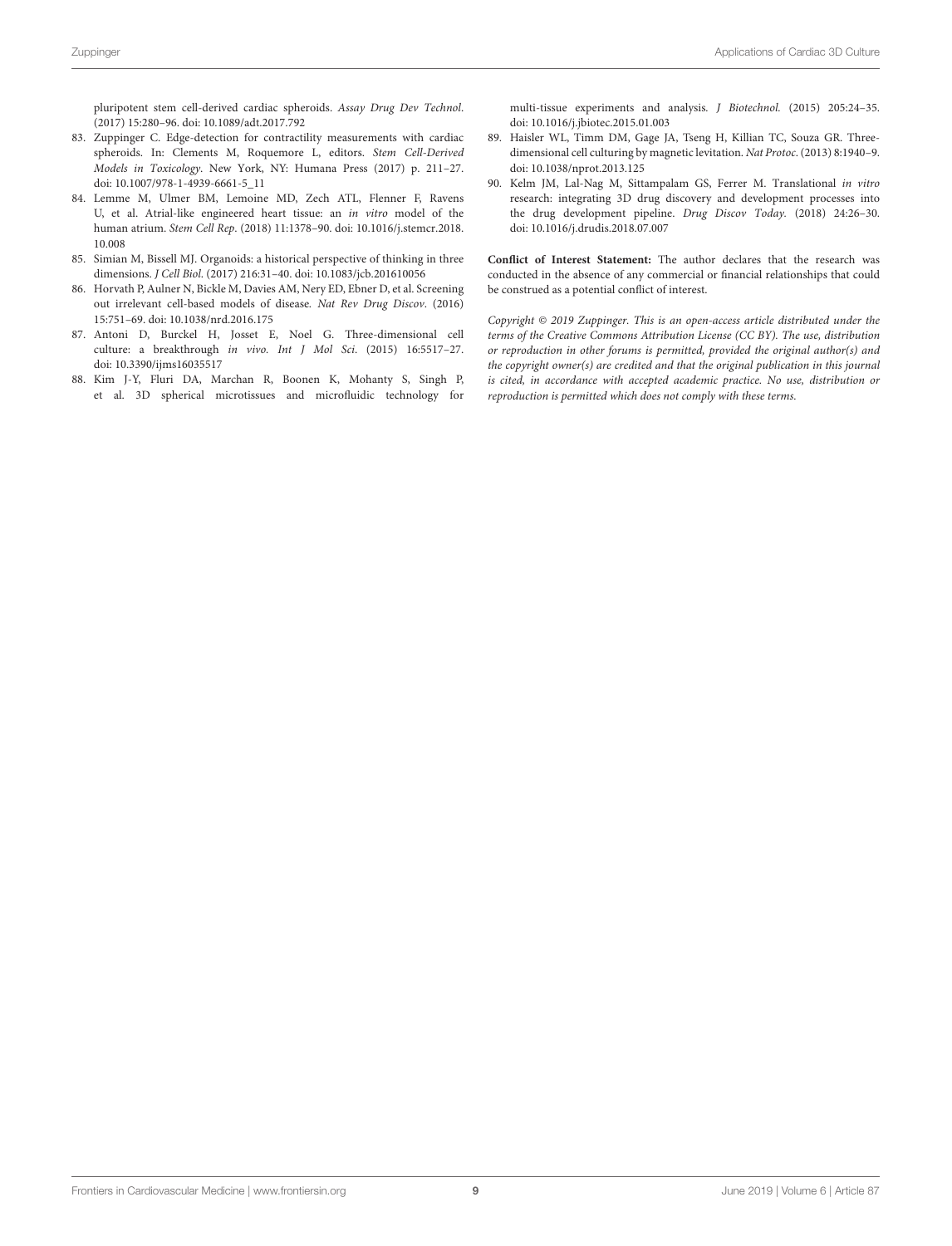pluripotent stem cell-derived cardiac spheroids. *Assay Drug Dev Technol*. (2017) 15:280–96. doi: 10.1089/adt.2017.792

83. Zuppinger C. Edge-detection for contractility measurements with cardiac spheroids. In: Clements M, Roquemore L, editors. *Stem Cell-Derived Models in Toxicology*. New York, NY: Humana Press (2017) p. 211–27. doi: 10.1007/978-1-4939-6661-5_11
84. Lemme M, Ulmer BM, Lemoine MD, Zech ATL, Flenner F, Ravens U, et al. Atrial-like engineered heart tissue: an *in vitro* model of the human atrium. *Stem Cell Rep*. (2018) 11:1378–90. doi: 10.1016/j.stemcr.2018.10.008
85. Simian M, Bissell MJ. Organoids: a historical perspective of thinking in three dimensions. *J Cell Biol*. (2017) 216:31–40. doi: 10.1083/jcb.201610056
86. Horvath P, Aulner N, Bickle M, Davies AM, Nery ED, Ebner D, et al. Screening out irrelevant cell-based models of disease. *Nat Rev Drug Discov*. (2016) 15:751–69. doi: 10.1038/nrd.2016.175
87. Antoni D, Burckel H, Josset E, Noel G. Three-dimensional cell culture: a breakthrough *in vivo*. *Int J Mol Sci*. (2015) 16:5517–27. doi: 10.3390/ijms16035517
88. Kim J-Y, Fluri DA, Marchan R, Boonen K, Mohanty S, Singh P, et al. 3D spherical microtissues and microfluidic technology for multi-tissue experiments and analysis. *J Biotechnol*. (2015) 205:24–35. doi: 10.1016/j.jbiotec.2015.01.003
89. Haisler WL, Timm DM, Gage JA, Tseng H, Killian TC, Souza GR. Three-dimensional cell culturing by magnetic levitation. *Nat Protoc*. (2013) 8:1940–9. doi: 10.1038/nprot.2013.125
90. Kelm JM, Lal-Nag M, Sittampalam GS, Ferrer M. Translational *in vitro* research: integrating 3D drug discovery and development processes into the drug development pipeline. *Drug Discov Today*. (2018) 24:26–30. doi: 10.1016/j.drudis.2018.07.007

**Conflict of Interest Statement:** The author declares that the research was conducted in the absence of any commercial or financial relationships that could be construed as a potential conflict of interest.

*Copyright © 2019 Zuppinger. This is an open-access article distributed under the terms of the Creative Commons Attribution License (CC BY). The use, distribution or reproduction in other forums is permitted, provided the original author(s) and the copyright owner(s) are credited and that the original publication in this journal is cited, in accordance with accepted academic practice. No use, distribution or reproduction is permitted which does not comply with these terms.*